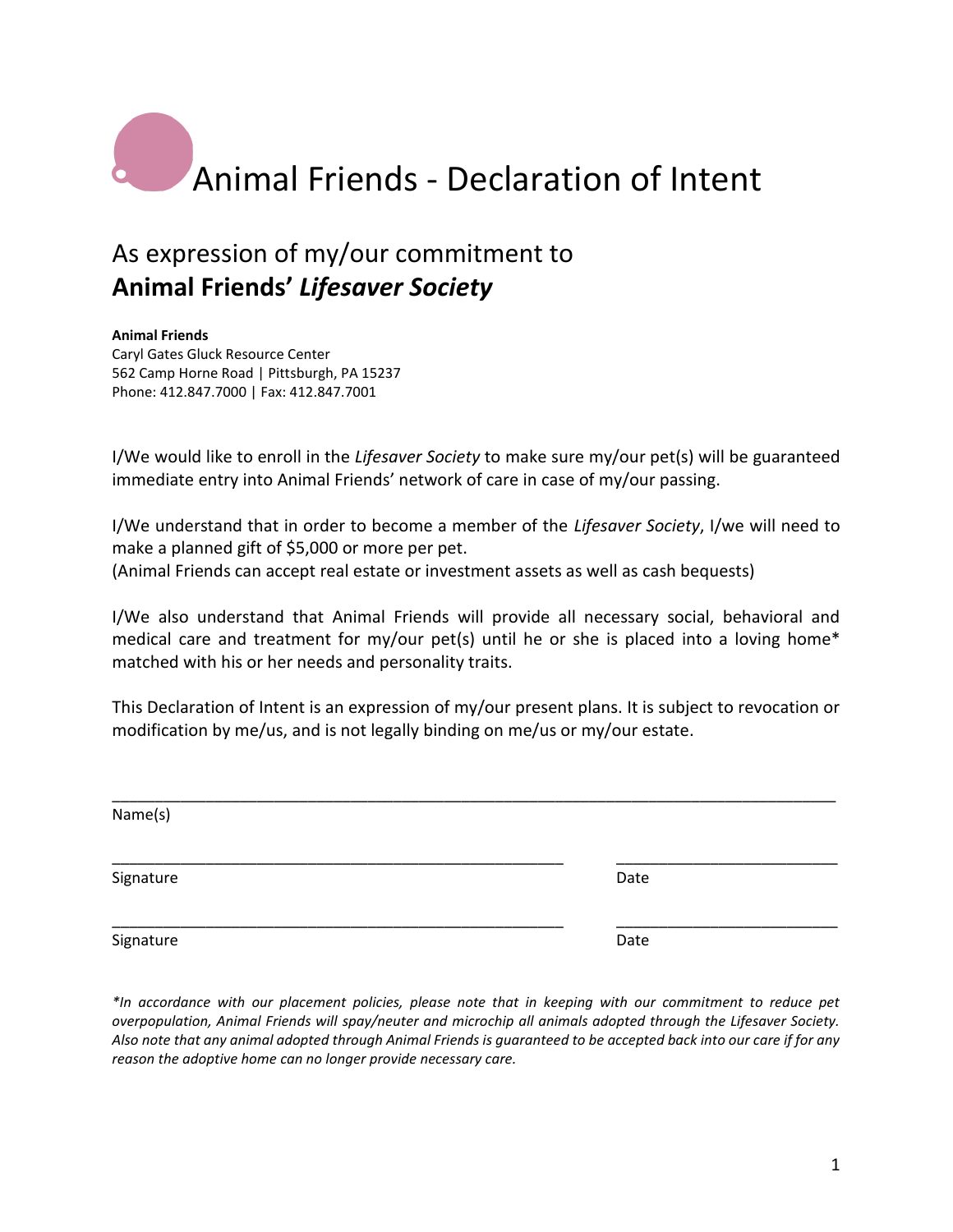# Animal Friends - Declaration of Intent

## As expression of my/our commitment to **Animal Friends' *Lifesaver Society***

**Animal Friends**
Caryl Gates Gluck Resource Center
562 Camp Horne Road | Pittsburgh, PA 15237
Phone: 412.847.7000 | Fax: 412.847.7001

I/We would like to enroll in the *Lifesaver Society* to make sure my/our pet(s) will be guaranteed immediate entry into Animal Friends' network of care in case of my/our passing.

I/We understand that in order to become a member of the *Lifesaver Society*, I/we will need to make a planned gift of $5,000 or more per pet.
(Animal Friends can accept real estate or investment assets as well as cash bequests)

I/We also understand that Animal Friends will provide all necessary social, behavioral and medical care and treatment for my/our pet(s) until he or she is placed into a loving home* matched with his or her needs and personality traits.

This Declaration of Intent is an expression of my/our present plans. It is subject to revocation or modification by me/us, and is not legally binding on me/us or my/our estate.

______________________________________________________________________________
Name(s)

________________________________________________ ________________________
Signature Date

________________________________________________ ________________________
Signature Date

*\*In accordance with our placement policies, please note that in keeping with our commitment to reduce pet overpopulation, Animal Friends will spay/neuter and microchip all animals adopted through the Lifesaver Society. Also note that any animal adopted through Animal Friends is guaranteed to be accepted back into our care if for any reason the adoptive home can no longer provide necessary care.*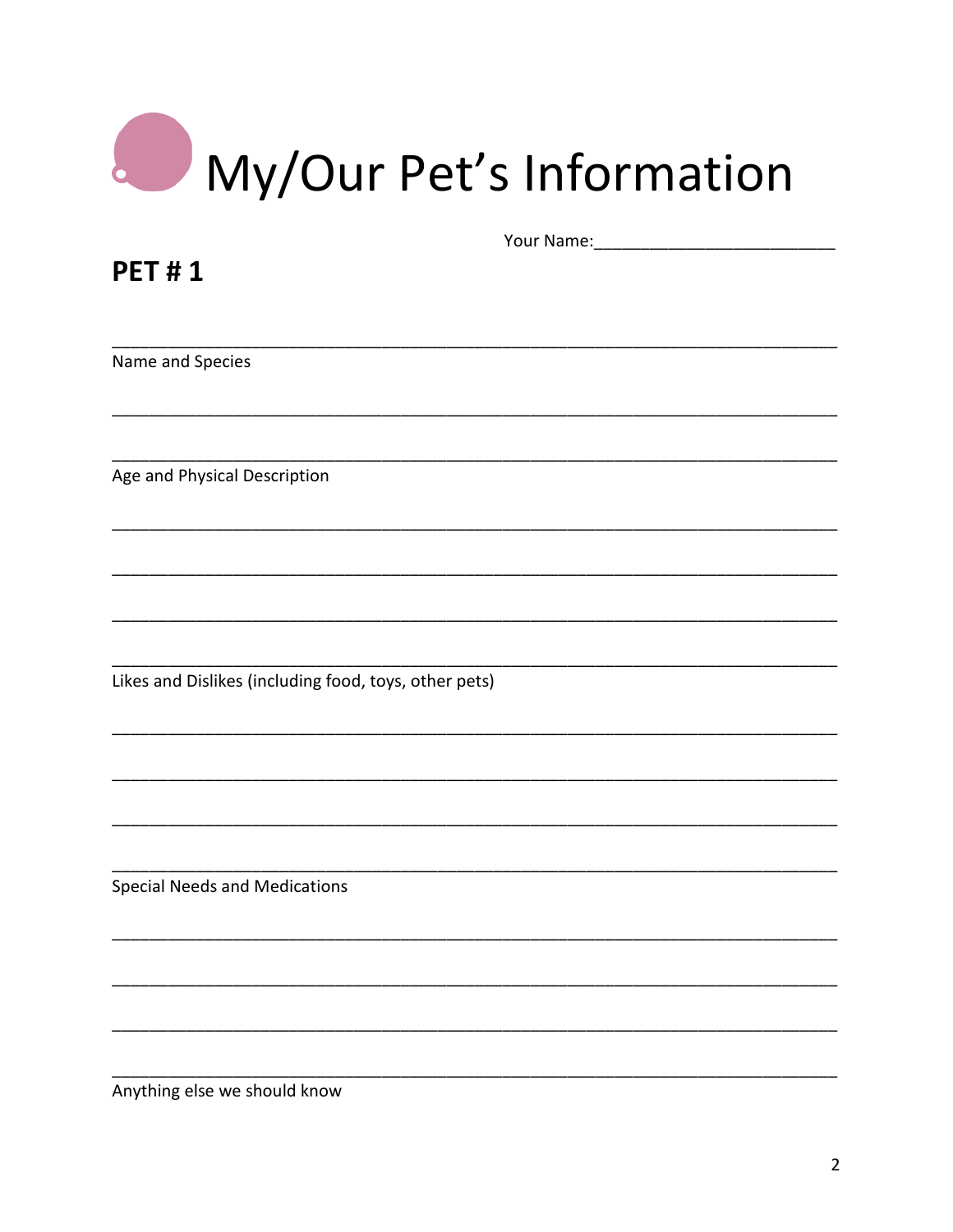# My/Our Pet's Information

Your Name:_________________________

## PET # 1

_____________________________________________________________________________

Name and Species

_____________________________________________________________________________

_____________________________________________________________________________

Age and Physical Description

_____________________________________________________________________________

_____________________________________________________________________________

_____________________________________________________________________________

_____________________________________________________________________________

Likes and Dislikes (including food, toys, other pets)

_____________________________________________________________________________

_____________________________________________________________________________

_____________________________________________________________________________

_____________________________________________________________________________

Special Needs and Medications

_____________________________________________________________________________

_____________________________________________________________________________

_____________________________________________________________________________

_____________________________________________________________________________

Anything else we should know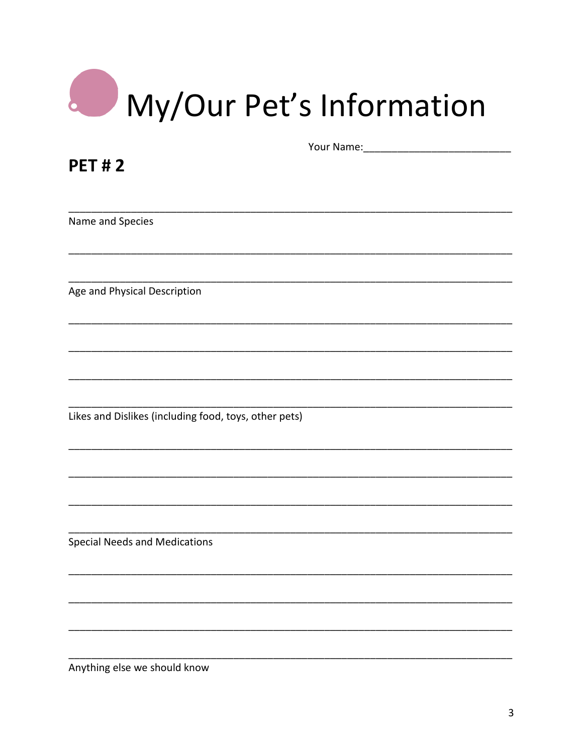# My/Our Pet's Information

Your Name:\_\_\_\_\_\_\_\_\_\_\_\_\_\_\_\_\_\_\_\_\_\_\_\_\_\_

## PET # 2

\_\_\_\_\_\_\_\_\_\_\_\_\_\_\_\_\_\_\_\_\_\_\_\_\_\_\_\_\_\_\_\_\_\_\_\_\_\_\_\_\_\_\_\_\_\_\_\_\_\_\_\_\_\_\_\_\_\_\_\_\_\_\_\_\_\_\_\_\_\_\_\_\_\_\_\_

Name and Species

\_\_\_\_\_\_\_\_\_\_\_\_\_\_\_\_\_\_\_\_\_\_\_\_\_\_\_\_\_\_\_\_\_\_\_\_\_\_\_\_\_\_\_\_\_\_\_\_\_\_\_\_\_\_\_\_\_\_\_\_\_\_\_\_\_\_\_\_\_\_\_\_\_\_\_\_

\_\_\_\_\_\_\_\_\_\_\_\_\_\_\_\_\_\_\_\_\_\_\_\_\_\_\_\_\_\_\_\_\_\_\_\_\_\_\_\_\_\_\_\_\_\_\_\_\_\_\_\_\_\_\_\_\_\_\_\_\_\_\_\_\_\_\_\_\_\_\_\_\_\_\_\_

Age and Physical Description

\_\_\_\_\_\_\_\_\_\_\_\_\_\_\_\_\_\_\_\_\_\_\_\_\_\_\_\_\_\_\_\_\_\_\_\_\_\_\_\_\_\_\_\_\_\_\_\_\_\_\_\_\_\_\_\_\_\_\_\_\_\_\_\_\_\_\_\_\_\_\_\_\_\_\_\_

\_\_\_\_\_\_\_\_\_\_\_\_\_\_\_\_\_\_\_\_\_\_\_\_\_\_\_\_\_\_\_\_\_\_\_\_\_\_\_\_\_\_\_\_\_\_\_\_\_\_\_\_\_\_\_\_\_\_\_\_\_\_\_\_\_\_\_\_\_\_\_\_\_\_\_\_

\_\_\_\_\_\_\_\_\_\_\_\_\_\_\_\_\_\_\_\_\_\_\_\_\_\_\_\_\_\_\_\_\_\_\_\_\_\_\_\_\_\_\_\_\_\_\_\_\_\_\_\_\_\_\_\_\_\_\_\_\_\_\_\_\_\_\_\_\_\_\_\_\_\_\_\_

\_\_\_\_\_\_\_\_\_\_\_\_\_\_\_\_\_\_\_\_\_\_\_\_\_\_\_\_\_\_\_\_\_\_\_\_\_\_\_\_\_\_\_\_\_\_\_\_\_\_\_\_\_\_\_\_\_\_\_\_\_\_\_\_\_\_\_\_\_\_\_\_\_\_\_\_

Likes and Dislikes (including food, toys, other pets)

\_\_\_\_\_\_\_\_\_\_\_\_\_\_\_\_\_\_\_\_\_\_\_\_\_\_\_\_\_\_\_\_\_\_\_\_\_\_\_\_\_\_\_\_\_\_\_\_\_\_\_\_\_\_\_\_\_\_\_\_\_\_\_\_\_\_\_\_\_\_\_\_\_\_\_\_

\_\_\_\_\_\_\_\_\_\_\_\_\_\_\_\_\_\_\_\_\_\_\_\_\_\_\_\_\_\_\_\_\_\_\_\_\_\_\_\_\_\_\_\_\_\_\_\_\_\_\_\_\_\_\_\_\_\_\_\_\_\_\_\_\_\_\_\_\_\_\_\_\_\_\_\_

\_\_\_\_\_\_\_\_\_\_\_\_\_\_\_\_\_\_\_\_\_\_\_\_\_\_\_\_\_\_\_\_\_\_\_\_\_\_\_\_\_\_\_\_\_\_\_\_\_\_\_\_\_\_\_\_\_\_\_\_\_\_\_\_\_\_\_\_\_\_\_\_\_\_\_\_

\_\_\_\_\_\_\_\_\_\_\_\_\_\_\_\_\_\_\_\_\_\_\_\_\_\_\_\_\_\_\_\_\_\_\_\_\_\_\_\_\_\_\_\_\_\_\_\_\_\_\_\_\_\_\_\_\_\_\_\_\_\_\_\_\_\_\_\_\_\_\_\_\_\_\_\_

Special Needs and Medications

\_\_\_\_\_\_\_\_\_\_\_\_\_\_\_\_\_\_\_\_\_\_\_\_\_\_\_\_\_\_\_\_\_\_\_\_\_\_\_\_\_\_\_\_\_\_\_\_\_\_\_\_\_\_\_\_\_\_\_\_\_\_\_\_\_\_\_\_\_\_\_\_\_\_\_\_

\_\_\_\_\_\_\_\_\_\_\_\_\_\_\_\_\_\_\_\_\_\_\_\_\_\_\_\_\_\_\_\_\_\_\_\_\_\_\_\_\_\_\_\_\_\_\_\_\_\_\_\_\_\_\_\_\_\_\_\_\_\_\_\_\_\_\_\_\_\_\_\_\_\_\_\_

\_\_\_\_\_\_\_\_\_\_\_\_\_\_\_\_\_\_\_\_\_\_\_\_\_\_\_\_\_\_\_\_\_\_\_\_\_\_\_\_\_\_\_\_\_\_\_\_\_\_\_\_\_\_\_\_\_\_\_\_\_\_\_\_\_\_\_\_\_\_\_\_\_\_\_\_

\_\_\_\_\_\_\_\_\_\_\_\_\_\_\_\_\_\_\_\_\_\_\_\_\_\_\_\_\_\_\_\_\_\_\_\_\_\_\_\_\_\_\_\_\_\_\_\_\_\_\_\_\_\_\_\_\_\_\_\_\_\_\_\_\_\_\_\_\_\_\_\_\_\_\_\_

Anything else we should know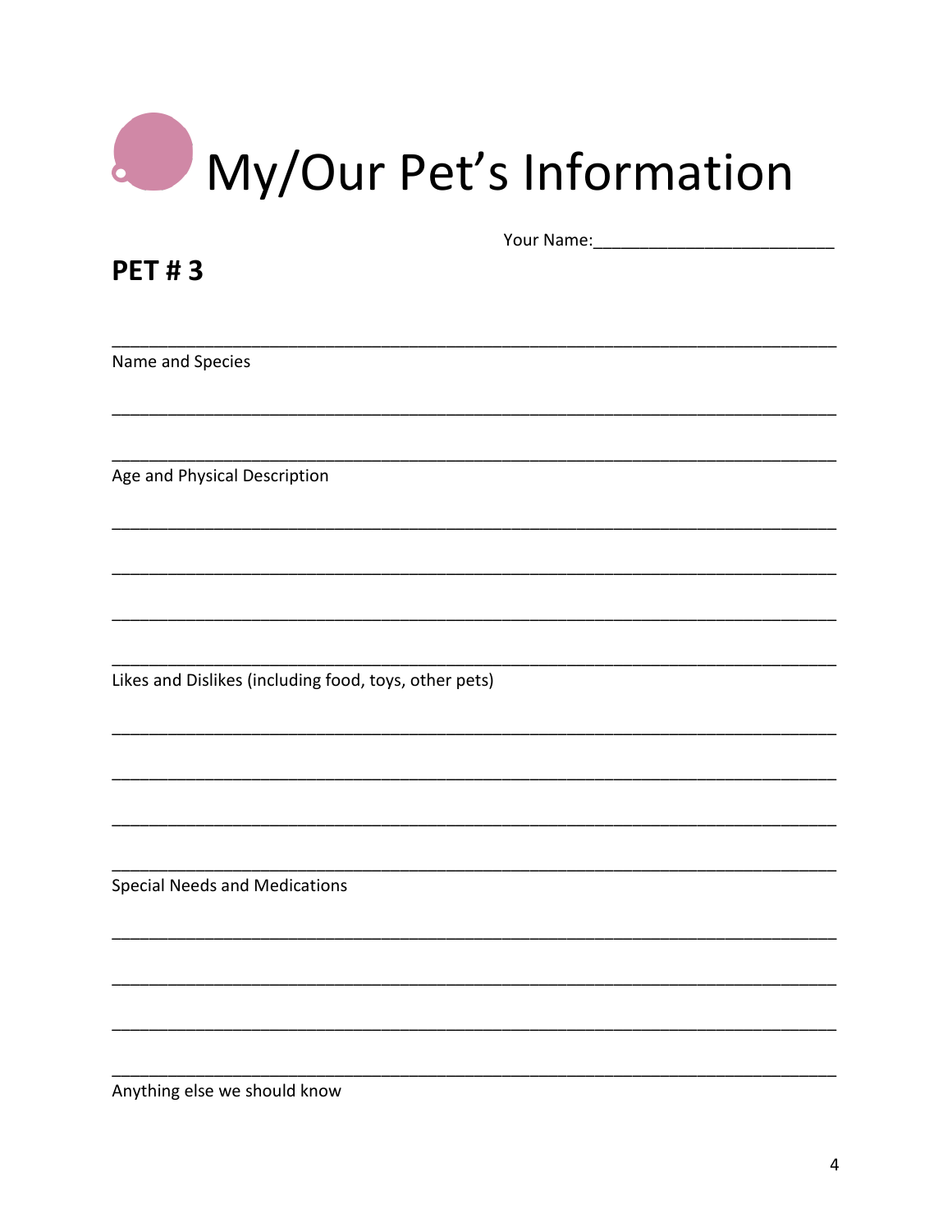# My/Our Pet's Information

Your Name:_________________________

## PET # 3

_____________________________________________________________________________

Name and Species

_____________________________________________________________________________

_____________________________________________________________________________

Age and Physical Description

_____________________________________________________________________________

_____________________________________________________________________________

_____________________________________________________________________________

_____________________________________________________________________________

Likes and Dislikes (including food, toys, other pets)

_____________________________________________________________________________

_____________________________________________________________________________

_____________________________________________________________________________

_____________________________________________________________________________

Special Needs and Medications

_____________________________________________________________________________

_____________________________________________________________________________

_____________________________________________________________________________

_____________________________________________________________________________

Anything else we should know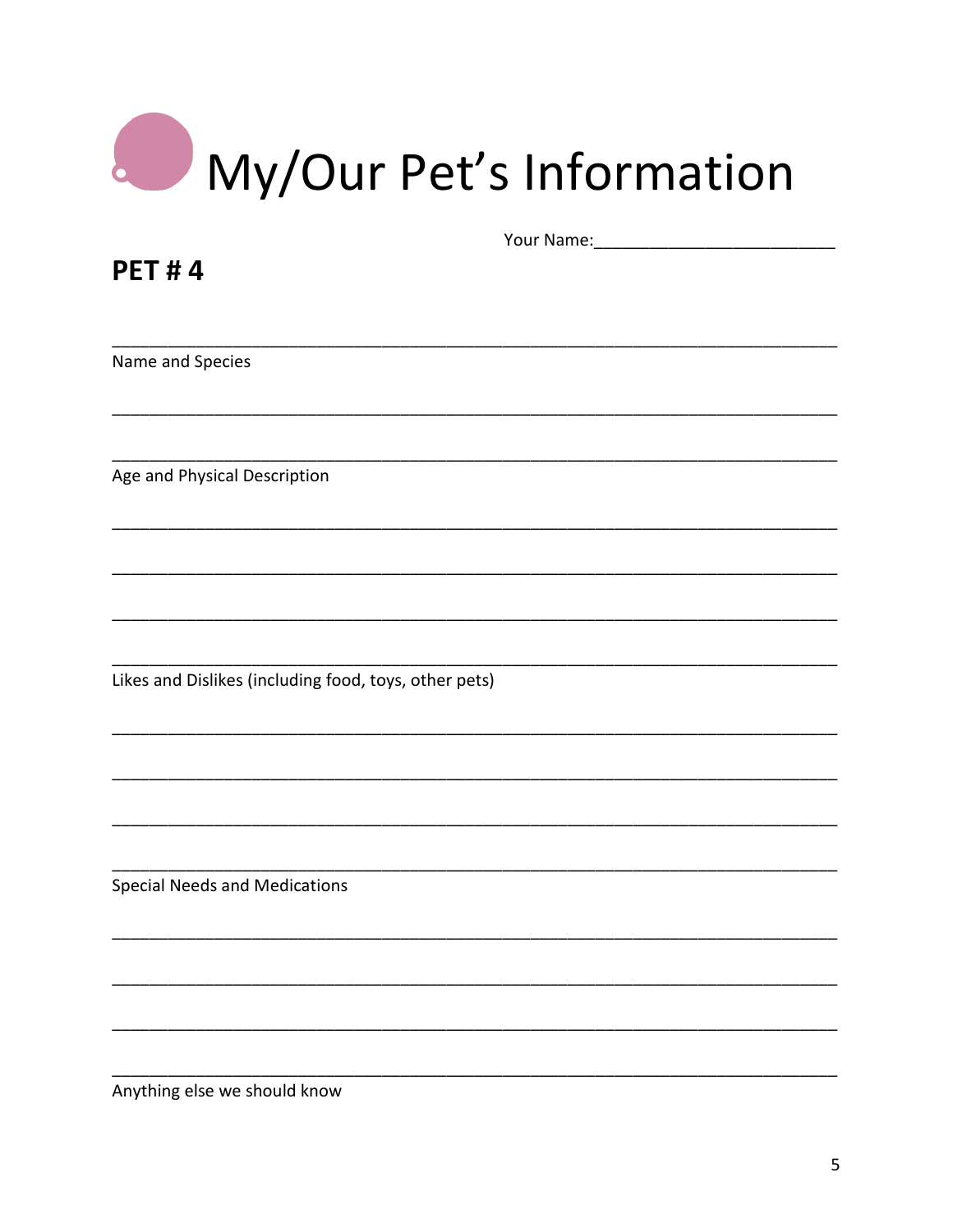# My/Our Pet's Information

Your Name:_________________________

## PET # 4

_______________________________________________________________________________

Name and Species

_______________________________________________________________________________

_______________________________________________________________________________

Age and Physical Description

_______________________________________________________________________________

_______________________________________________________________________________

_______________________________________________________________________________

_______________________________________________________________________________

Likes and Dislikes (including food, toys, other pets)

_______________________________________________________________________________

_______________________________________________________________________________

_______________________________________________________________________________

_______________________________________________________________________________

Special Needs and Medications

_______________________________________________________________________________

_______________________________________________________________________________

_______________________________________________________________________________

_______________________________________________________________________________

Anything else we should know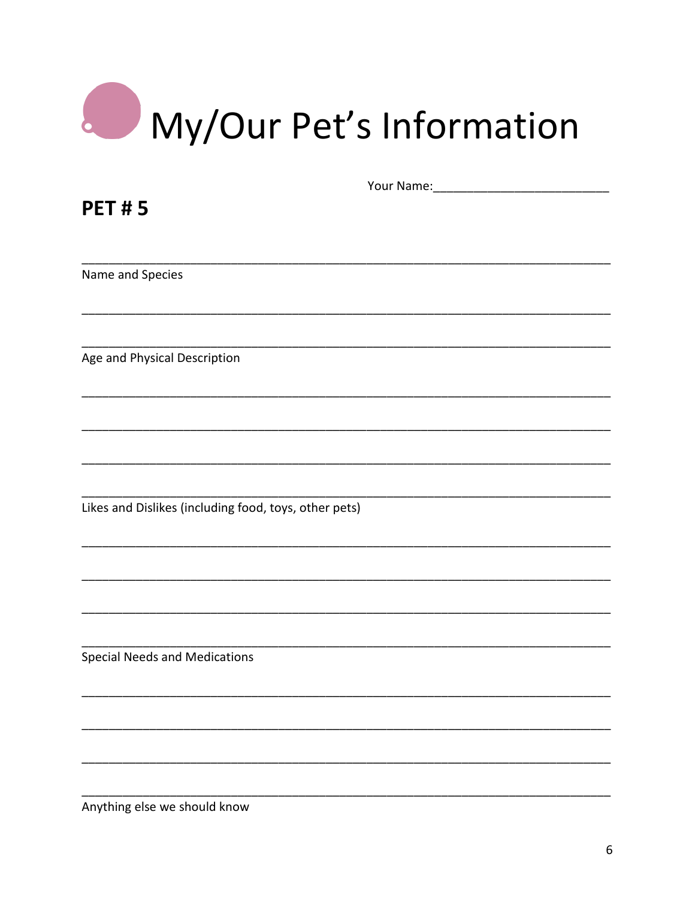# My/Our Pet's Information

Your Name:_________________________

**PET # 5**

_____________________________________________________________________________

Name and Species

_____________________________________________________________________________

_____________________________________________________________________________

Age and Physical Description

_____________________________________________________________________________

_____________________________________________________________________________

_____________________________________________________________________________

_____________________________________________________________________________

Likes and Dislikes (including food, toys, other pets)

_____________________________________________________________________________

_____________________________________________________________________________

_____________________________________________________________________________

_____________________________________________________________________________

Special Needs and Medications

_____________________________________________________________________________

_____________________________________________________________________________

_____________________________________________________________________________

_____________________________________________________________________________

Anything else we should know